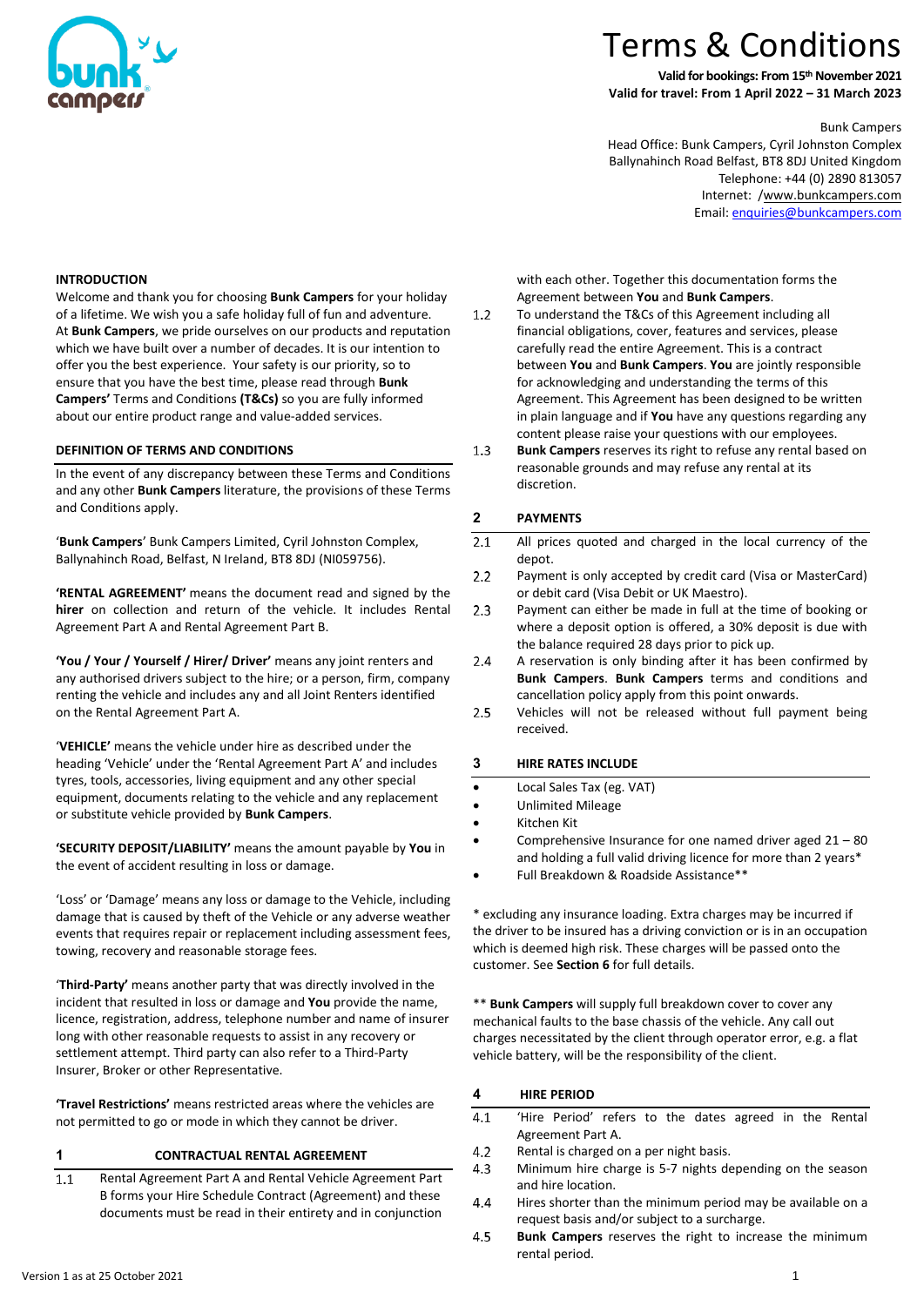# Terms & Conditions

**Valid for bookings: From 15th November 2021**
**Valid for travel: From 1 April 2022 – 31 March 2023**

Bunk Campers
Head Office: Bunk Campers, Cyril Johnston Complex
Ballynahinch Road Belfast, BT8 8DJ United Kingdom
Telephone: +44 (0) 2890 813057
Internet: /www.bunkcampers.com
Email: enquiries@bunkcampers.com

## INTRODUCTION

Welcome and thank you for choosing **Bunk Campers** for your holiday of a lifetime. We wish you a safe holiday full of fun and adventure. At **Bunk Campers**, we pride ourselves on our products and reputation which we have built over a number of decades. It is our intention to offer you the best experience. Your safety is our priority, so to ensure that you have the best time, please read through **Bunk Campers'** Terms and Conditions **(T&Cs)** so you are fully informed about our entire product range and value-added services.

## DEFINITION OF TERMS AND CONDITIONS

In the event of any discrepancy between these Terms and Conditions and any other **Bunk Campers** literature, the provisions of these Terms and Conditions apply.

'**Bunk Campers**' Bunk Campers Limited, Cyril Johnston Complex, Ballynahinch Road, Belfast, N Ireland, BT8 8DJ (NI059756).

**'RENTAL AGREEMENT'** means the document read and signed by the **hirer** on collection and return of the vehicle. It includes Rental Agreement Part A and Rental Agreement Part B.

**'You / Your / Yourself / Hirer/ Driver'** means any joint renters and any authorised drivers subject to the hire; or a person, firm, company renting the vehicle and includes any and all Joint Renters identified on the Rental Agreement Part A.

'**VEHICLE'** means the vehicle under hire as described under the heading 'Vehicle' under the 'Rental Agreement Part A' and includes tyres, tools, accessories, living equipment and any other special equipment, documents relating to the vehicle and any replacement or substitute vehicle provided by **Bunk Campers**.

**'SECURITY DEPOSIT/LIABILITY'** means the amount payable by **You** in the event of accident resulting in loss or damage.

'Loss' or 'Damage' means any loss or damage to the Vehicle, including damage that is caused by theft of the Vehicle or any adverse weather events that requires repair or replacement including assessment fees, towing, recovery and reasonable storage fees.

'**Third-Party'** means another party that was directly involved in the incident that resulted in loss or damage and **You** provide the name, licence, registration, address, telephone number and name of insurer long with other reasonable requests to assist in any recovery or settlement attempt. Third party can also refer to a Third-Party Insurer, Broker or other Representative.

**'Travel Restrictions'** means restricted areas where the vehicles are not permitted to go or mode in which they cannot be driver.

## 1 CONTRACTUAL RENTAL AGREEMENT

1.1 Rental Agreement Part A and Rental Vehicle Agreement Part B forms your Hire Schedule Contract (Agreement) and these documents must be read in their entirety and in conjunction with each other. Together this documentation forms the Agreement between **You** and **Bunk Campers**.

1.2 To understand the T&Cs of this Agreement including all financial obligations, cover, features and services, please carefully read the entire Agreement. This is a contract between **You** and **Bunk Campers**. **You** are jointly responsible for acknowledging and understanding the terms of this Agreement. This Agreement has been designed to be written in plain language and if **You** have any questions regarding any content please raise your questions with our employees.

1.3 **Bunk Campers** reserves its right to refuse any rental based on reasonable grounds and may refuse any rental at its discretion.

## 2 PAYMENTS

2.1 All prices quoted and charged in the local currency of the depot.

2.2 Payment is only accepted by credit card (Visa or MasterCard) or debit card (Visa Debit or UK Maestro).

2.3 Payment can either be made in full at the time of booking or where a deposit option is offered, a 30% deposit is due with the balance required 28 days prior to pick up.

2.4 A reservation is only binding after it has been confirmed by **Bunk Campers**. **Bunk Campers** terms and conditions and cancellation policy apply from this point onwards.

2.5 Vehicles will not be released without full payment being received.

## 3 HIRE RATES INCLUDE

- Local Sales Tax (eg. VAT)
- Unlimited Mileage
- Kitchen Kit
- Comprehensive Insurance for one named driver aged 21 – 80 and holding a full valid driving licence for more than 2 years*
- Full Breakdown & Roadside Assistance**

\* excluding any insurance loading. Extra charges may be incurred if the driver to be insured has a driving conviction or is in an occupation which is deemed high risk. These charges will be passed onto the customer. See **Section 6** for full details.

\*\* **Bunk Campers** will supply full breakdown cover to cover any mechanical faults to the base chassis of the vehicle. Any call out charges necessitated by the client through operator error, e.g. a flat vehicle battery, will be the responsibility of the client.

## 4 HIRE PERIOD

4.1 'Hire Period' refers to the dates agreed in the Rental Agreement Part A.

4.2 Rental is charged on a per night basis.

4.3 Minimum hire charge is 5-7 nights depending on the season and hire location.

4.4 Hires shorter than the minimum period may be available on a request basis and/or subject to a surcharge.

4.5 **Bunk Campers** reserves the right to increase the minimum rental period.

Version 1 as at 25 October 2021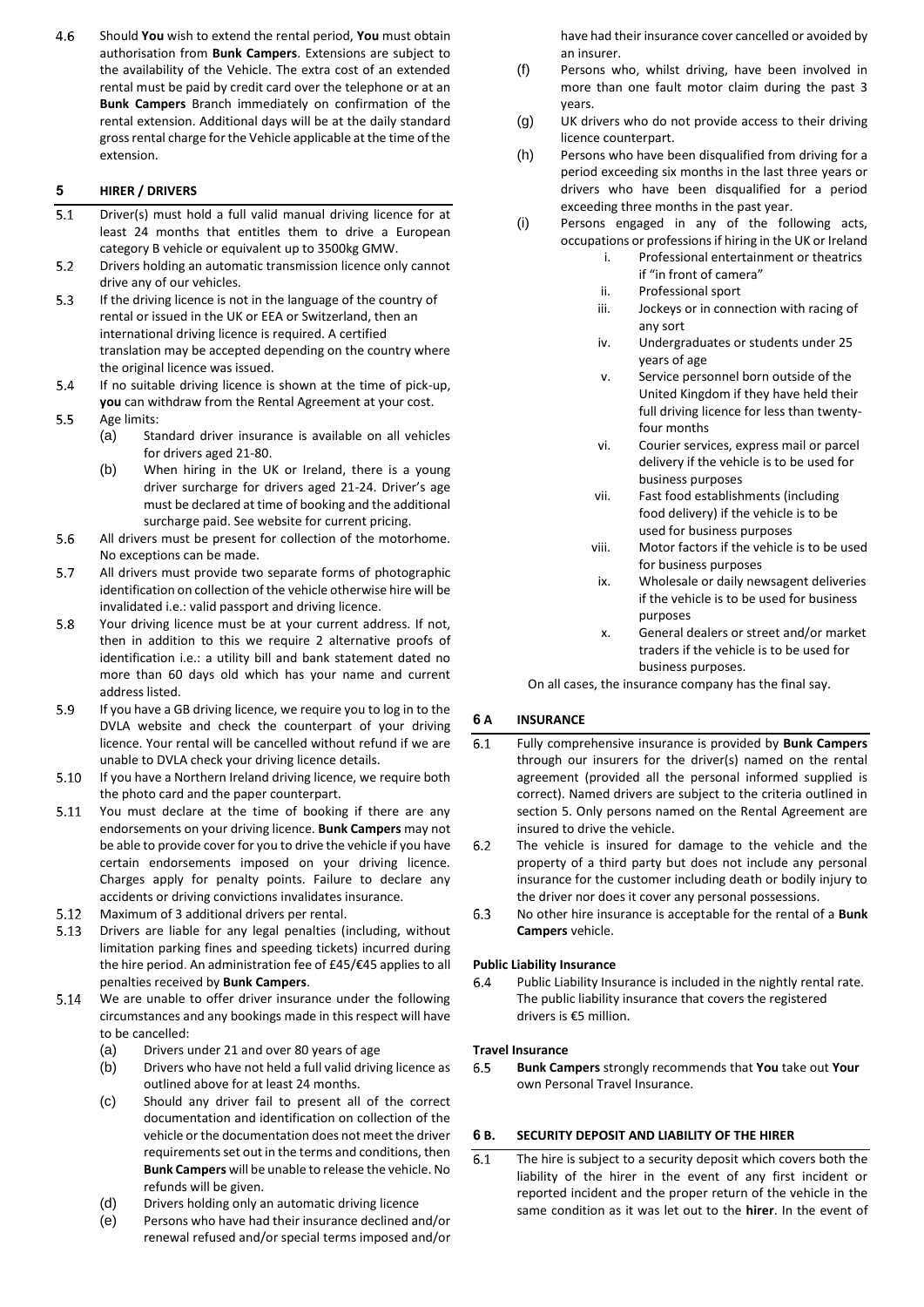4.6 Should **You** wish to extend the rental period, **You** must obtain authorisation from **Bunk Campers**. Extensions are subject to the availability of the Vehicle. The extra cost of an extended rental must be paid by credit card over the telephone or at an **Bunk Campers** Branch immediately on confirmation of the rental extension. Additional days will be at the daily standard gross rental charge for the Vehicle applicable at the time of the extension.

## 5 HIRER / DRIVERS

5.1 Driver(s) must hold a full valid manual driving licence for at least 24 months that entitles them to drive a European category B vehicle or equivalent up to 3500kg GMW.

5.2 Drivers holding an automatic transmission licence only cannot drive any of our vehicles.

5.3 If the driving licence is not in the language of the country of rental or issued in the UK or EEA or Switzerland, then an international driving licence is required. A certified translation may be accepted depending on the country where the original licence was issued.

5.4 If no suitable driving licence is shown at the time of pick-up, **you** can withdraw from the Rental Agreement at your cost.

5.5 Age limits:

- (a) Standard driver insurance is available on all vehicles for drivers aged 21-80.
- (b) When hiring in the UK or Ireland, there is a young driver surcharge for drivers aged 21-24. Driver's age must be declared at time of booking and the additional surcharge paid. See website for current pricing.

5.6 All drivers must be present for collection of the motorhome. No exceptions can be made.

5.7 All drivers must provide two separate forms of photographic identification on collection of the vehicle otherwise hire will be invalidated i.e.: valid passport and driving licence.

5.8 Your driving licence must be at your current address. If not, then in addition to this we require 2 alternative proofs of identification i.e.: a utility bill and bank statement dated no more than 60 days old which has your name and current address listed.

5.9 If you have a GB driving licence, we require you to log in to the DVLA website and check the counterpart of your driving licence. Your rental will be cancelled without refund if we are unable to DVLA check your driving licence details.

5.10 If you have a Northern Ireland driving licence, we require both the photo card and the paper counterpart.

5.11 You must declare at the time of booking if there are any endorsements on your driving licence. **Bunk Campers** may not be able to provide cover for you to drive the vehicle if you have certain endorsements imposed on your driving licence. Charges apply for penalty points. Failure to declare any accidents or driving convictions invalidates insurance.

5.12 Maximum of 3 additional drivers per rental.

5.13 Drivers are liable for any legal penalties (including, without limitation parking fines and speeding tickets) incurred during the hire period. An administration fee of £45/€45 applies to all penalties received by **Bunk Campers**.

5.14 We are unable to offer driver insurance under the following circumstances and any bookings made in this respect will have to be cancelled:

- (a) Drivers under 21 and over 80 years of age
- (b) Drivers who have not held a full valid driving licence as outlined above for at least 24 months.
- (c) Should any driver fail to present all of the correct documentation and identification on collection of the vehicle or the documentation does not meet the driver requirements set out in the terms and conditions, then **Bunk Campers** will be unable to release the vehicle. No refunds will be given.
- (d) Drivers holding only an automatic driving licence
- (e) Persons who have had their insurance declined and/or renewal refused and/or special terms imposed and/or have had their insurance cover cancelled or avoided by an insurer.
- (f) Persons who, whilst driving, have been involved in more than one fault motor claim during the past 3 years.
- (g) UK drivers who do not provide access to their driving licence counterpart.
- (h) Persons who have been disqualified from driving for a period exceeding six months in the last three years or drivers who have been disqualified for a period exceeding three months in the past year.
- (i) Persons engaged in any of the following acts, occupations or professions if hiring in the UK or Ireland
    - i. Professional entertainment or theatrics if "in front of camera"
    - ii. Professional sport
    - iii. Jockeys or in connection with racing of any sort
    - iv. Undergraduates or students under 25 years of age
    - v. Service personnel born outside of the United Kingdom if they have held their full driving licence for less than twenty-four months
    - vi. Courier services, express mail or parcel delivery if the vehicle is to be used for business purposes
    - vii. Fast food establishments (including food delivery) if the vehicle is to be used for business purposes
    - viii. Motor factors if the vehicle is to be used for business purposes
    - ix. Wholesale or daily newsagent deliveries if the vehicle is to be used for business purposes
    - x. General dealers or street and/or market traders if the vehicle is to be used for business purposes.

On all cases, the insurance company has the final say.

## 6 A INSURANCE

6.1 Fully comprehensive insurance is provided by **Bunk Campers** through our insurers for the driver(s) named on the rental agreement (provided all the personal informed supplied is correct). Named drivers are subject to the criteria outlined in section 5. Only persons named on the Rental Agreement are insured to drive the vehicle.

6.2 The vehicle is insured for damage to the vehicle and the property of a third party but does not include any personal insurance for the customer including death or bodily injury to the driver nor does it cover any personal possessions.

6.3 No other hire insurance is acceptable for the rental of a **Bunk Campers** vehicle.

**Public Liability Insurance**

6.4 Public Liability Insurance is included in the nightly rental rate. The public liability insurance that covers the registered drivers is €5 million.

**Travel Insurance**

6.5 **Bunk Campers** strongly recommends that **You** take out **Your** own Personal Travel Insurance.

## 6 B. SECURITY DEPOSIT AND LIABILITY OF THE HIRER

6.1 The hire is subject to a security deposit which covers both the liability of the hirer in the event of any first incident or reported incident and the proper return of the vehicle in the same condition as it was let out to the **hirer**. In the event of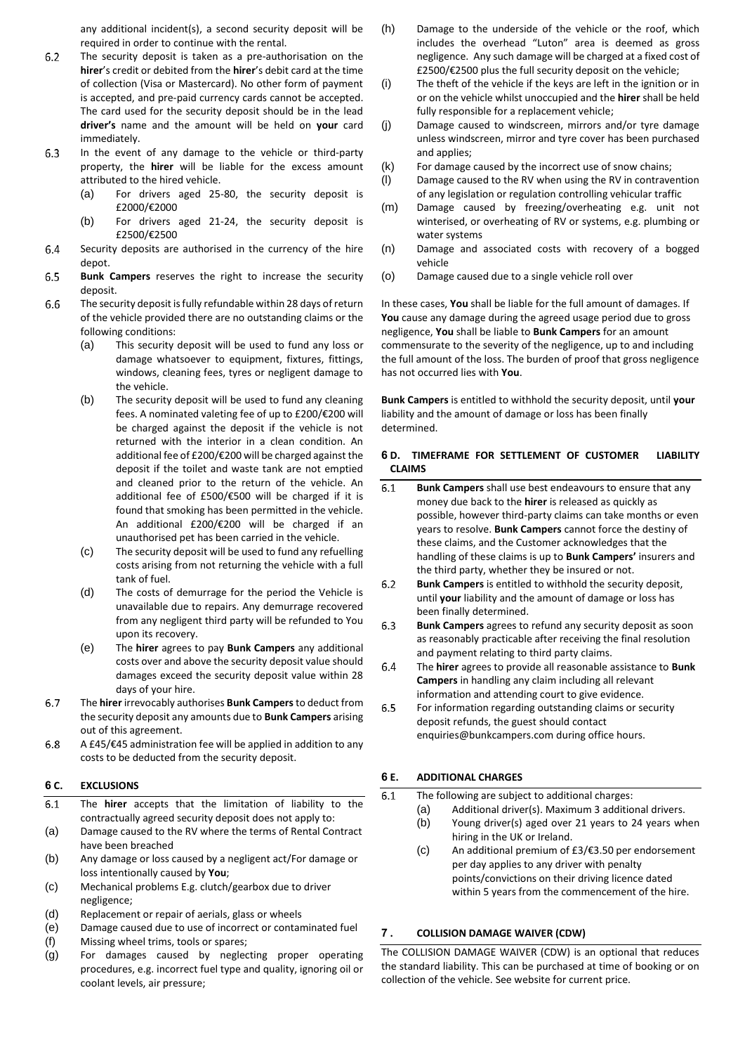any additional incident(s), a second security deposit will be required in order to continue with the rental.

6.2 The security deposit is taken as a pre-authorisation on the **hirer**'s credit or debited from the **hirer**'s debit card at the time of collection (Visa or Mastercard). No other form of payment is accepted, and pre-paid currency cards cannot be accepted. The card used for the security deposit should be in the lead **driver's** name and the amount will be held on **your** card immediately.

6.3 In the event of any damage to the vehicle or third-party property, the **hirer** will be liable for the excess amount attributed to the hired vehicle.
   (a) For drivers aged 25-80, the security deposit is £2000/€2000
   (b) For drivers aged 21-24, the security deposit is £2500/€2500

6.4 Security deposits are authorised in the currency of the hire depot.

6.5 **Bunk Campers** reserves the right to increase the security deposit.

6.6 The security deposit is fully refundable within 28 days of return of the vehicle provided there are no outstanding claims or the following conditions:
   (a) This security deposit will be used to fund any loss or damage whatsoever to equipment, fixtures, fittings, windows, cleaning fees, tyres or negligent damage to the vehicle.
   (b) The security deposit will be used to fund any cleaning fees. A nominated valeting fee of up to £200/€200 will be charged against the deposit if the vehicle is not returned with the interior in a clean condition. An additional fee of £200/€200 will be charged against the deposit if the toilet and waste tank are not emptied and cleaned prior to the return of the vehicle. An additional fee of £500/€500 will be charged if it is found that smoking has been permitted in the vehicle. An additional £200/€200 will be charged if an unauthorised pet has been carried in the vehicle.
   (c) The security deposit will be used to fund any refuelling costs arising from not returning the vehicle with a full tank of fuel.
   (d) The costs of demurrage for the period the Vehicle is unavailable due to repairs. Any demurrage recovered from any negligent third party will be refunded to You upon its recovery.
   (e) The **hirer** agrees to pay **Bunk Campers** any additional costs over and above the security deposit value should damages exceed the security deposit value within 28 days of your hire.

6.7 The **hirer** irrevocably authorises **Bunk Campers** to deduct from the security deposit any amounts due to **Bunk Campers** arising out of this agreement.

6.8 A £45/€45 administration fee will be applied in addition to any costs to be deducted from the security deposit.

## 6 C. EXCLUSIONS

6.1 The **hirer** accepts that the limitation of liability to the contractually agreed security deposit does not apply to:

(a) Damage caused to the RV where the terms of Rental Contract have been breached
(b) Any damage or loss caused by a negligent act/For damage or loss intentionally caused by **You**;
(c) Mechanical problems E.g. clutch/gearbox due to driver negligence;
(d) Replacement or repair of aerials, glass or wheels
(e) Damage caused due to use of incorrect or contaminated fuel
(f) Missing wheel trims, tools or spares;
(g) For damages caused by neglecting proper operating procedures, e.g. incorrect fuel type and quality, ignoring oil or coolant levels, air pressure;
(h) Damage to the underside of the vehicle or the roof, which includes the overhead "Luton" area is deemed as gross negligence. Any such damage will be charged at a fixed cost of £2500/€2500 plus the full security deposit on the vehicle;
(i) The theft of the vehicle if the keys are left in the ignition or in or on the vehicle whilst unoccupied and the **hirer** shall be held fully responsible for a replacement vehicle;
(j) Damage caused to windscreen, mirrors and/or tyre damage unless windscreen, mirror and tyre cover has been purchased and applies;
(k) For damage caused by the incorrect use of snow chains;
(l) Damage caused to the RV when using the RV in contravention of any legislation or regulation controlling vehicular traffic
(m) Damage caused by freezing/overheating e.g. unit not winterised, or overheating of RV or systems, e.g. plumbing or water systems
(n) Damage and associated costs with recovery of a bogged vehicle
(o) Damage caused due to a single vehicle roll over

In these cases, **You** shall be liable for the full amount of damages. If **You** cause any damage during the agreed usage period due to gross negligence, **You** shall be liable to **Bunk Campers** for an amount commensurate to the severity of the negligence, up to and including the full amount of the loss. The burden of proof that gross negligence has not occurred lies with **You**.

**Bunk Campers** is entitled to withhold the security deposit, until **your** liability and the amount of damage or loss has been finally determined.

## 6 D. TIMEFRAME FOR SETTLEMENT OF CUSTOMER LIABILITY CLAIMS

6.1 **Bunk Campers** shall use best endeavours to ensure that any money due back to the **hirer** is released as quickly as possible, however third-party claims can take months or even years to resolve. **Bunk Campers** cannot force the destiny of these claims, and the Customer acknowledges that the handling of these claims is up to **Bunk Campers'** insurers and the third party, whether they be insured or not.

6.2 **Bunk Campers** is entitled to withhold the security deposit, until **your** liability and the amount of damage or loss has been finally determined.

6.3 **Bunk Campers** agrees to refund any security deposit as soon as reasonably practicable after receiving the final resolution and payment relating to third party claims.

6.4 The **hirer** agrees to provide all reasonable assistance to **Bunk Campers** in handling any claim including all relevant information and attending court to give evidence.

6.5 For information regarding outstanding claims or security deposit refunds, the guest should contact enquiries@bunkcampers.com during office hours.

## 6 E. ADDITIONAL CHARGES

6.1 The following are subject to additional charges:
   (a) Additional driver(s). Maximum 3 additional drivers.
   (b) Young driver(s) aged over 21 years to 24 years when hiring in the UK or Ireland.
   (c) An additional premium of £3/€3.50 per endorsement per day applies to any driver with penalty points/convictions on their driving licence dated within 5 years from the commencement of the hire.

## 7 . COLLISION DAMAGE WAIVER (CDW)

The COLLISION DAMAGE WAIVER (CDW) is an optional that reduces the standard liability. This can be purchased at time of booking or on collection of the vehicle. See website for current price.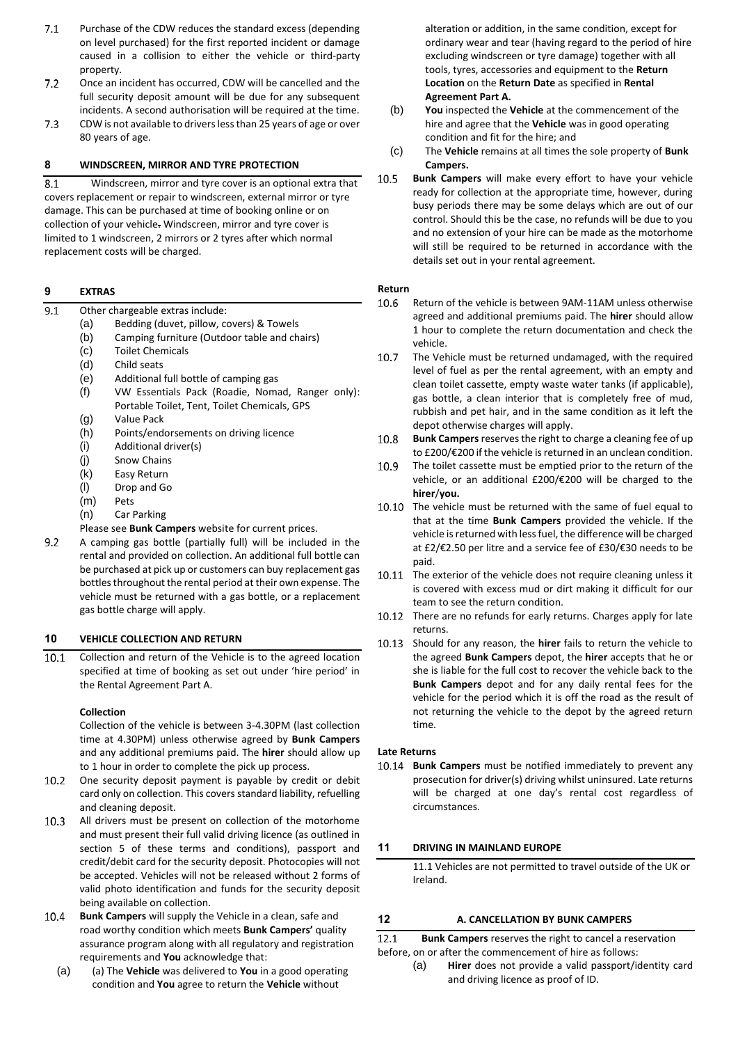7.1 Purchase of the CDW reduces the standard excess (depending on level purchased) for the first reported incident or damage caused in a collision to either the vehicle or third-party property.

7.2 Once an incident has occurred, CDW will be cancelled and the full security deposit amount will be due for any subsequent incidents. A second authorisation will be required at the time.

7.3 CDW is not available to drivers less than 25 years of age or over 80 years of age.

## 8 WINDSCREEN, MIRROR AND TYRE PROTECTION

8.1 Windscreen, mirror and tyre cover is an optional extra that covers replacement or repair to windscreen, external mirror or tyre damage. This can be purchased at time of booking online or on collection of your vehicle. Windscreen, mirror and tyre cover is limited to 1 windscreen, 2 mirrors or 2 tyres after which normal replacement costs will be charged.

## 9 EXTRAS

9.1 Other chargeable extras include:

(a) Bedding (duvet, pillow, covers) & Towels
(b) Camping furniture (Outdoor table and chairs)
(c) Toilet Chemicals
(d) Child seats
(e) Additional full bottle of camping gas
(f) VW Essentials Pack (Roadie, Nomad, Ranger only): Portable Toilet, Tent, Toilet Chemicals, GPS
(g) Value Pack
(h) Points/endorsements on driving licence
(i) Additional driver(s)
(j) Snow Chains
(k) Easy Return
(l) Drop and Go
(m) Pets
(n) Car Parking

Please see **Bunk Campers** website for current prices.

9.2 A camping gas bottle (partially full) will be included in the rental and provided on collection. An additional full bottle can be purchased at pick up or customers can buy replacement gas bottles throughout the rental period at their own expense. The vehicle must be returned with a gas bottle, or a replacement gas bottle charge will apply.

## 10 VEHICLE COLLECTION AND RETURN

10.1 Collection and return of the Vehicle is to the agreed location specified at time of booking as set out under 'hire period' in the Rental Agreement Part A.

**Collection**

Collection of the vehicle is between 3-4.30PM (last collection time at 4.30PM) unless otherwise agreed by **Bunk Campers** and any additional premiums paid. The **hirer** should allow up to 1 hour in order to complete the pick up process.

10.2 One security deposit payment is payable by credit or debit card only on collection. This covers standard liability, refuelling and cleaning deposit.

10.3 All drivers must be present on collection of the motorhome and must present their full valid driving licence (as outlined in section 5 of these terms and conditions), passport and credit/debit card for the security deposit. Photocopies will not be accepted. Vehicles will not be released without 2 forms of valid photo identification and funds for the security deposit being available on collection.

10.4 **Bunk Campers** will supply the Vehicle in a clean, safe and road worthy condition which meets **Bunk Campers'** quality assurance program along with all regulatory and registration requirements and **You** acknowledge that:

(a) (a) The **Vehicle** was delivered to **You** in a good operating condition and **You** agree to return the **Vehicle** without alteration or addition, in the same condition, except for ordinary wear and tear (having regard to the period of hire excluding windscreen or tyre damage) together with all tools, tyres, accessories and equipment to the **Return Location** on the **Return Date** as specified in **Rental Agreement Part A.**

(b) **You** inspected the **Vehicle** at the commencement of the hire and agree that the **Vehicle** was in good operating condition and fit for the hire; and

(c) The **Vehicle** remains at all times the sole property of **Bunk Campers.**

10.5 **Bunk Campers** will make every effort to have your vehicle ready for collection at the appropriate time, however, during busy periods there may be some delays which are out of our control. Should this be the case, no refunds will be due to you and no extension of your hire can be made as the motorhome will still be required to be returned in accordance with the details set out in your rental agreement.

**Return**

10.6 Return of the vehicle is between 9AM-11AM unless otherwise agreed and additional premiums paid. The **hirer** should allow 1 hour to complete the return documentation and check the vehicle.

10.7 The Vehicle must be returned undamaged, with the required level of fuel as per the rental agreement, with an empty and clean toilet cassette, empty waste water tanks (if applicable), gas bottle, a clean interior that is completely free of mud, rubbish and pet hair, and in the same condition as it left the depot otherwise charges will apply.

10.8 **Bunk Campers** reserves the right to charge a cleaning fee of up to £200/€200 if the vehicle is returned in an unclean condition.

10.9 The toilet cassette must be emptied prior to the return of the vehicle, or an additional £200/€200 will be charged to the **hirer/you.**

10.10 The vehicle must be returned with the same of fuel equal to that at the time **Bunk Campers** provided the vehicle. If the vehicle is returned with less fuel, the difference will be charged at £2/€2.50 per litre and a service fee of £30/€30 needs to be paid.

10.11 The exterior of the vehicle does not require cleaning unless it is covered with excess mud or dirt making it difficult for our team to see the return condition.

10.12 There are no refunds for early returns. Charges apply for late returns.

10.13 Should for any reason, the **hirer** fails to return the vehicle to the agreed **Bunk Campers** depot, the **hirer** accepts that he or she is liable for the full cost to recover the vehicle back to the **Bunk Campers** depot and for any daily rental fees for the vehicle for the period which it is off the road as the result of not returning the vehicle to the depot by the agreed return time.

**Late Returns**

10.14 **Bunk Campers** must be notified immediately to prevent any prosecution for driver(s) driving whilst uninsured. Late returns will be charged at one day's rental cost regardless of circumstances.

## 11 DRIVING IN MAINLAND EUROPE

11.1 Vehicles are not permitted to travel outside of the UK or Ireland.

## 12 A. CANCELLATION BY BUNK CAMPERS

12.1 **Bunk Campers** reserves the right to cancel a reservation before, on or after the commencement of hire as follows:

(a) **Hirer** does not provide a valid passport/identity card and driving licence as proof of ID.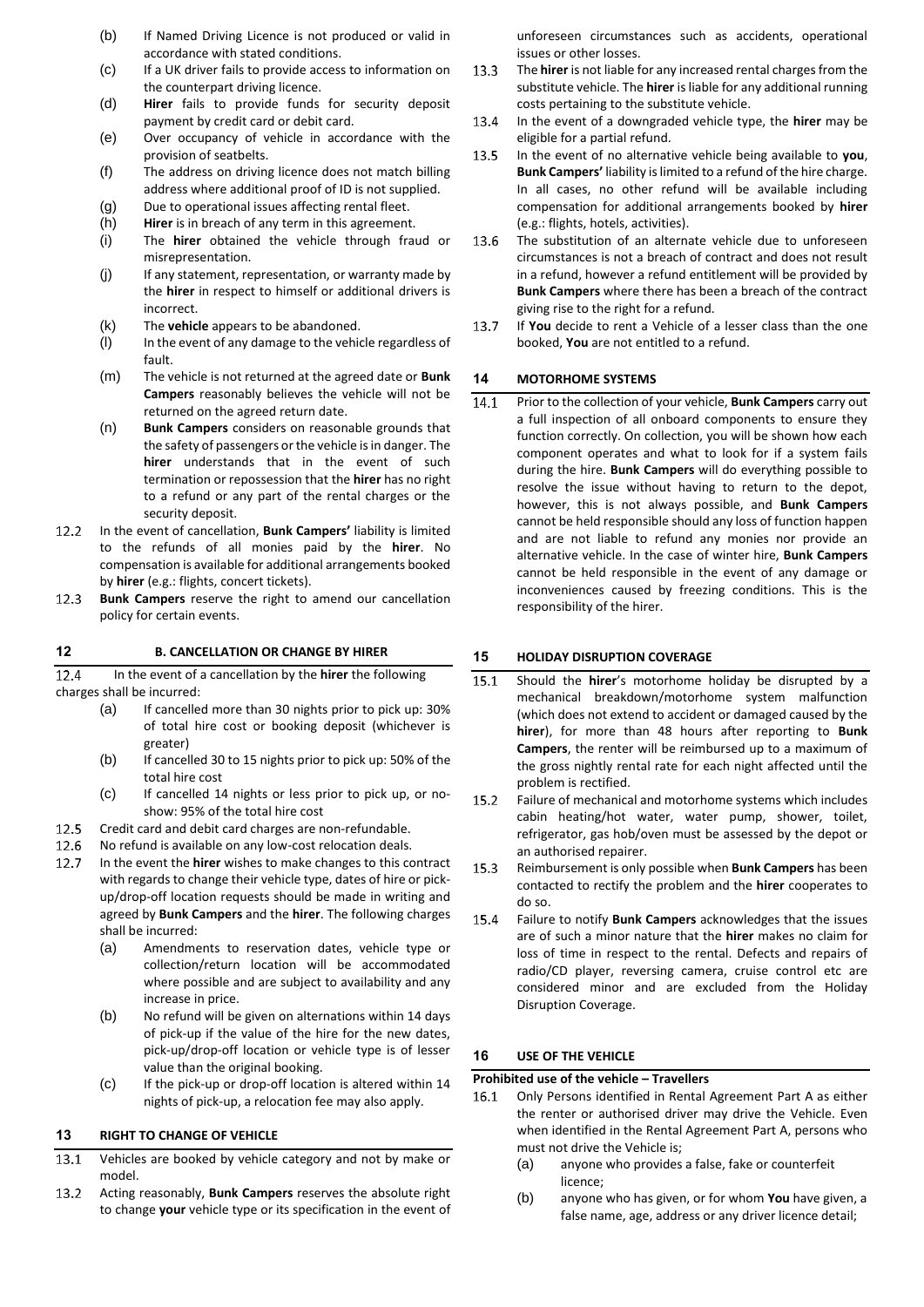(b) If Named Driving Licence is not produced or valid in accordance with stated conditions.

(c) If a UK driver fails to provide access to information on the counterpart driving licence.

(d) **Hirer** fails to provide funds for security deposit payment by credit card or debit card.

(e) Over occupancy of vehicle in accordance with the provision of seatbelts.

(f) The address on driving licence does not match billing address where additional proof of ID is not supplied.

(g) Due to operational issues affecting rental fleet.

(h) **Hirer** is in breach of any term in this agreement.

(i) The **hirer** obtained the vehicle through fraud or misrepresentation.

(j) If any statement, representation, or warranty made by the **hirer** in respect to himself or additional drivers is incorrect.

(k) The **vehicle** appears to be abandoned.

(l) In the event of any damage to the vehicle regardless of fault.

(m) The vehicle is not returned at the agreed date or **Bunk Campers** reasonably believes the vehicle will not be returned on the agreed return date.

(n) **Bunk Campers** considers on reasonable grounds that the safety of passengers or the vehicle is in danger. The **hirer** understands that in the event of such termination or repossession that the **hirer** has no right to a refund or any part of the rental charges or the security deposit.

12.2 In the event of cancellation, **Bunk Campers'** liability is limited to the refunds of all monies paid by the **hirer**. No compensation is available for additional arrangements booked by **hirer** (e.g.: flights, concert tickets).

12.3 **Bunk Campers** reserve the right to amend our cancellation policy for certain events.

## 12 B. CANCELLATION OR CHANGE BY HIRER

12.4 In the event of a cancellation by the **hirer** the following charges shall be incurred:

(a) If cancelled more than 30 nights prior to pick up: 30% of total hire cost or booking deposit (whichever is greater)

(b) If cancelled 30 to 15 nights prior to pick up: 50% of the total hire cost

(c) If cancelled 14 nights or less prior to pick up, or no-show: 95% of the total hire cost

12.5 Credit card and debit card charges are non-refundable.

12.6 No refund is available on any low-cost relocation deals.

12.7 In the event the **hirer** wishes to make changes to this contract with regards to change their vehicle type, dates of hire or pick-up/drop-off location requests should be made in writing and agreed by **Bunk Campers** and the **hirer**. The following charges shall be incurred:

(a) Amendments to reservation dates, vehicle type or collection/return location will be accommodated where possible and are subject to availability and any increase in price.

(b) No refund will be given on alternations within 14 days of pick-up if the value of the hire for the new dates, pick-up/drop-off location or vehicle type is of lesser value than the original booking.

(c) If the pick-up or drop-off location is altered within 14 nights of pick-up, a relocation fee may also apply.

## 13 RIGHT TO CHANGE OF VEHICLE

13.1 Vehicles are booked by vehicle category and not by make or model.

13.2 Acting reasonably, **Bunk Campers** reserves the absolute right to change **your** vehicle type or its specification in the event of unforeseen circumstances such as accidents, operational issues or other losses.

13.3 The **hirer** is not liable for any increased rental charges from the substitute vehicle. The **hirer** is liable for any additional running costs pertaining to the substitute vehicle.

13.4 In the event of a downgraded vehicle type, the **hirer** may be eligible for a partial refund.

13.5 In the event of no alternative vehicle being available to **you**, **Bunk Campers'** liability is limited to a refund of the hire charge. In all cases, no other refund will be available including compensation for additional arrangements booked by **hirer** (e.g.: flights, hotels, activities).

13.6 The substitution of an alternate vehicle due to unforeseen circumstances is not a breach of contract and does not result in a refund, however a refund entitlement will be provided by **Bunk Campers** where there has been a breach of the contract giving rise to the right for a refund.

13.7 If **You** decide to rent a Vehicle of a lesser class than the one booked, **You** are not entitled to a refund.

## 14 MOTORHOME SYSTEMS

14.1 Prior to the collection of your vehicle, **Bunk Campers** carry out a full inspection of all onboard components to ensure they function correctly. On collection, you will be shown how each component operates and what to look for if a system fails during the hire. **Bunk Campers** will do everything possible to resolve the issue without having to return to the depot, however, this is not always possible, and **Bunk Campers** cannot be held responsible should any loss of function happen and are not liable to refund any monies nor provide an alternative vehicle. In the case of winter hire, **Bunk Campers** cannot be held responsible in the event of any damage or inconveniences caused by freezing conditions. This is the responsibility of the hirer.

## 15 HOLIDAY DISRUPTION COVERAGE

15.1 Should the **hirer**'s motorhome holiday be disrupted by a mechanical breakdown/motorhome system malfunction (which does not extend to accident or damaged caused by the **hirer**), for more than 48 hours after reporting to **Bunk Campers**, the renter will be reimbursed up to a maximum of the gross nightly rental rate for each night affected until the problem is rectified.

15.2 Failure of mechanical and motorhome systems which includes cabin heating/hot water, water pump, shower, toilet, refrigerator, gas hob/oven must be assessed by the depot or an authorised repairer.

15.3 Reimbursement is only possible when **Bunk Campers** has been contacted to rectify the problem and the **hirer** cooperates to do so.

15.4 Failure to notify **Bunk Campers** acknowledges that the issues are of such a minor nature that the **hirer** makes no claim for loss of time in respect to the rental. Defects and repairs of radio/CD player, reversing camera, cruise control etc are considered minor and are excluded from the Holiday Disruption Coverage.

## 16 USE OF THE VEHICLE

**Prohibited use of the vehicle – Travellers**

16.1 Only Persons identified in Rental Agreement Part A as either the renter or authorised driver may drive the Vehicle. Even when identified in the Rental Agreement Part A, persons who must not drive the Vehicle is;

(a) anyone who provides a false, fake or counterfeit licence;

(b) anyone who has given, or for whom **You** have given, a false name, age, address or any driver licence detail;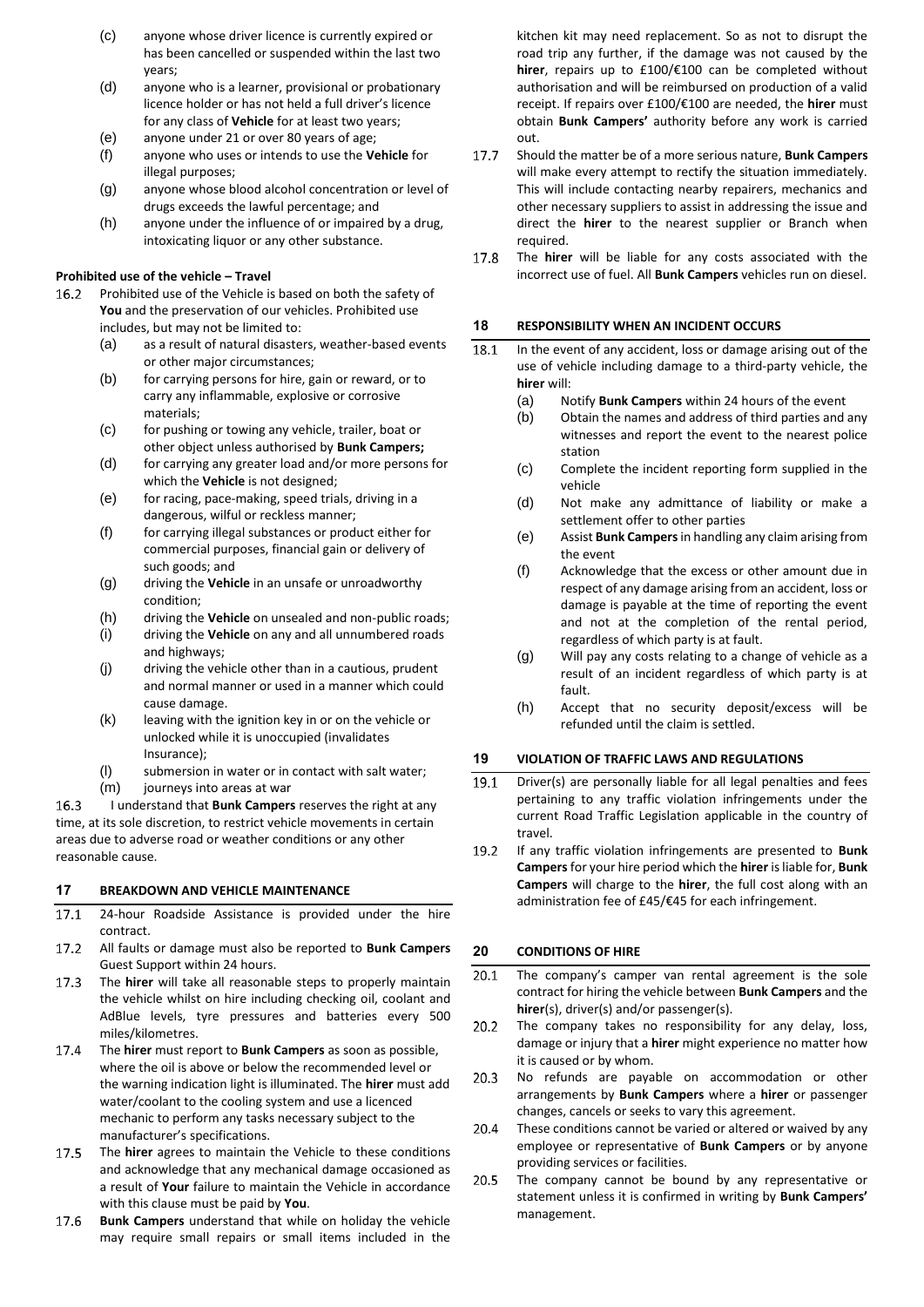- (c) anyone whose driver licence is currently expired or has been cancelled or suspended within the last two years;
- (d) anyone who is a learner, provisional or probationary licence holder or has not held a full driver's licence for any class of **Vehicle** for at least two years;
- (e) anyone under 21 or over 80 years of age;
- (f) anyone who uses or intends to use the **Vehicle** for illegal purposes;
- (g) anyone whose blood alcohol concentration or level of drugs exceeds the lawful percentage; and
- (h) anyone under the influence of or impaired by a drug, intoxicating liquor or any other substance.

**Prohibited use of the vehicle – Travel**

16.2 Prohibited use of the Vehicle is based on both the safety of **You** and the preservation of our vehicles. Prohibited use includes, but may not be limited to:

- (a) as a result of natural disasters, weather-based events or other major circumstances;
- (b) for carrying persons for hire, gain or reward, or to carry any inflammable, explosive or corrosive materials;
- (c) for pushing or towing any vehicle, trailer, boat or other object unless authorised by **Bunk Campers;**
- (d) for carrying any greater load and/or more persons for which the **Vehicle** is not designed;
- (e) for racing, pace-making, speed trials, driving in a dangerous, wilful or reckless manner;
- (f) for carrying illegal substances or product either for commercial purposes, financial gain or delivery of such goods; and
- (g) driving the **Vehicle** in an unsafe or unroadworthy condition;
- (h) driving the **Vehicle** on unsealed and non-public roads;
- (i) driving the **Vehicle** on any and all unnumbered roads and highways;
- (j) driving the vehicle other than in a cautious, prudent and normal manner or used in a manner which could cause damage.
- (k) leaving with the ignition key in or on the vehicle or unlocked while it is unoccupied (invalidates Insurance);
- (l) submersion in water or in contact with salt water;
- (m) journeys into areas at war

16.3 I understand that **Bunk Campers** reserves the right at any time, at its sole discretion, to restrict vehicle movements in certain areas due to adverse road or weather conditions or any other reasonable cause.

## 17 BREAKDOWN AND VEHICLE MAINTENANCE

17.1 24-hour Roadside Assistance is provided under the hire contract.

17.2 All faults or damage must also be reported to **Bunk Campers** Guest Support within 24 hours.

17.3 The **hirer** will take all reasonable steps to properly maintain the vehicle whilst on hire including checking oil, coolant and AdBlue levels, tyre pressures and batteries every 500 miles/kilometres.

17.4 The **hirer** must report to **Bunk Campers** as soon as possible, where the oil is above or below the recommended level or the warning indication light is illuminated. The **hirer** must add water/coolant to the cooling system and use a licenced mechanic to perform any tasks necessary subject to the manufacturer's specifications.

17.5 The **hirer** agrees to maintain the Vehicle to these conditions and acknowledge that any mechanical damage occasioned as a result of **Your** failure to maintain the Vehicle in accordance with this clause must be paid by **You**.

17.6 **Bunk Campers** understand that while on holiday the vehicle may require small repairs or small items included in the kitchen kit may need replacement. So as not to disrupt the road trip any further, if the damage was not caused by the **hirer**, repairs up to £100/€100 can be completed without authorisation and will be reimbursed on production of a valid receipt. If repairs over £100/€100 are needed, the **hirer** must obtain **Bunk Campers'** authority before any work is carried out.

17.7 Should the matter be of a more serious nature, **Bunk Campers** will make every attempt to rectify the situation immediately. This will include contacting nearby repairers, mechanics and other necessary suppliers to assist in addressing the issue and direct the **hirer** to the nearest supplier or Branch when required.

17.8 The **hirer** will be liable for any costs associated with the incorrect use of fuel. All **Bunk Campers** vehicles run on diesel.

## 18 RESPONSIBILITY WHEN AN INCIDENT OCCURS

18.1 In the event of any accident, loss or damage arising out of the use of vehicle including damage to a third-party vehicle, the **hirer** will:

- (a) Notify **Bunk Campers** within 24 hours of the event
- (b) Obtain the names and address of third parties and any witnesses and report the event to the nearest police station
- (c) Complete the incident reporting form supplied in the vehicle
- (d) Not make any admittance of liability or make a settlement offer to other parties
- (e) Assist **Bunk Campers** in handling any claim arising from the event
- (f) Acknowledge that the excess or other amount due in respect of any damage arising from an accident, loss or damage is payable at the time of reporting the event and not at the completion of the rental period, regardless of which party is at fault.
- (g) Will pay any costs relating to a change of vehicle as a result of an incident regardless of which party is at fault.
- (h) Accept that no security deposit/excess will be refunded until the claim is settled.

## 19 VIOLATION OF TRAFFIC LAWS AND REGULATIONS

19.1 Driver(s) are personally liable for all legal penalties and fees pertaining to any traffic violation infringements under the current Road Traffic Legislation applicable in the country of travel.

19.2 If any traffic violation infringements are presented to **Bunk Campers** for your hire period which the **hirer** is liable for, **Bunk Campers** will charge to the **hirer**, the full cost along with an administration fee of £45/€45 for each infringement.

## 20 CONDITIONS OF HIRE

20.1 The company's camper van rental agreement is the sole contract for hiring the vehicle between **Bunk Campers** and the **hirer**(s), driver(s) and/or passenger(s).

20.2 The company takes no responsibility for any delay, loss, damage or injury that a **hirer** might experience no matter how it is caused or by whom.

20.3 No refunds are payable on accommodation or other arrangements by **Bunk Campers** where a **hirer** or passenger changes, cancels or seeks to vary this agreement.

20.4 These conditions cannot be varied or altered or waived by any employee or representative of **Bunk Campers** or by anyone providing services or facilities.

20.5 The company cannot be bound by any representative or statement unless it is confirmed in writing by **Bunk Campers'** management.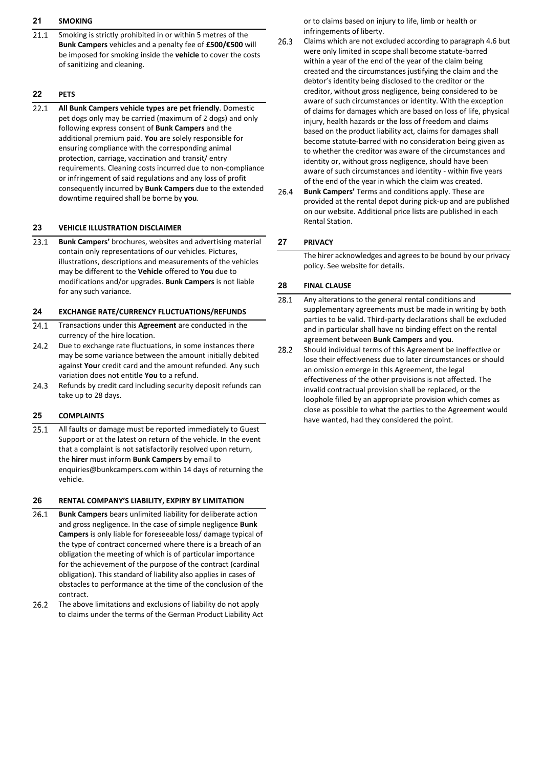## 21 SMOKING

21.1 Smoking is strictly prohibited in or within 5 metres of the **Bunk Campers** vehicles and a penalty fee of **£500/€500** will be imposed for smoking inside the **vehicle** to cover the costs of sanitizing and cleaning.

## 22 PETS

22.1 **All Bunk Campers vehicle types are pet friendly**. Domestic pet dogs only may be carried (maximum of 2 dogs) and only following express consent of **Bunk Campers** and the additional premium paid. **You** are solely responsible for ensuring compliance with the corresponding animal protection, carriage, vaccination and transit/ entry requirements. Cleaning costs incurred due to non-compliance or infringement of said regulations and any loss of profit consequently incurred by **Bunk Campers** due to the extended downtime required shall be borne by **you**.

## 23 VEHICLE ILLUSTRATION DISCLAIMER

23.1 **Bunk Campers'** brochures, websites and advertising material contain only representations of our vehicles. Pictures, illustrations, descriptions and measurements of the vehicles may be different to the **Vehicle** offered to **You** due to modifications and/or upgrades. **Bunk Campers** is not liable for any such variance.

## 24 EXCHANGE RATE/CURRENCY FLUCTUATIONS/REFUNDS

24.1 Transactions under this **Agreement** are conducted in the currency of the hire location.

24.2 Due to exchange rate fluctuations, in some instances there may be some variance between the amount initially debited against **You**r credit card and the amount refunded. Any such variation does not entitle **You** to a refund.

24.3 Refunds by credit card including security deposit refunds can take up to 28 days.

## 25 COMPLAINTS

25.1 All faults or damage must be reported immediately to Guest Support or at the latest on return of the vehicle. In the event that a complaint is not satisfactorily resolved upon return, the **hirer** must inform **Bunk Campers** by email to enquiries@bunkcampers.com within 14 days of returning the vehicle.

## 26 RENTAL COMPANY'S LIABILITY, EXPIRY BY LIMITATION

26.1 **Bunk Campers** bears unlimited liability for deliberate action and gross negligence. In the case of simple negligence **Bunk Campers** is only liable for foreseeable loss/ damage typical of the type of contract concerned where there is a breach of an obligation the meeting of which is of particular importance for the achievement of the purpose of the contract (cardinal obligation). This standard of liability also applies in cases of obstacles to performance at the time of the conclusion of the contract.

26.2 The above limitations and exclusions of liability do not apply to claims under the terms of the German Product Liability Act or to claims based on injury to life, limb or health or infringements of liberty.

26.3 Claims which are not excluded according to paragraph 4.6 but were only limited in scope shall become statute-barred within a year of the end of the year of the claim being created and the circumstances justifying the claim and the debtor's identity being disclosed to the creditor or the creditor, without gross negligence, being considered to be aware of such circumstances or identity. With the exception of claims for damages which are based on loss of life, physical injury, health hazards or the loss of freedom and claims based on the product liability act, claims for damages shall become statute-barred with no consideration being given as to whether the creditor was aware of the circumstances and identity or, without gross negligence, should have been aware of such circumstances and identity - within five years of the end of the year in which the claim was created.

26.4 **Bunk Campers'** Terms and conditions apply. These are provided at the rental depot during pick-up and are published on our website. Additional price lists are published in each Rental Station.

## 27 PRIVACY

The hirer acknowledges and agrees to be bound by our privacy policy. See website for details.

## 28 FINAL CLAUSE

28.1 Any alterations to the general rental conditions and supplementary agreements must be made in writing by both parties to be valid. Third-party declarations shall be excluded and in particular shall have no binding effect on the rental agreement between **Bunk Campers** and **you**.

28.2 Should individual terms of this Agreement be ineffective or lose their effectiveness due to later circumstances or should an omission emerge in this Agreement, the legal effectiveness of the other provisions is not affected. The invalid contractual provision shall be replaced, or the loophole filled by an appropriate provision which comes as close as possible to what the parties to the Agreement would have wanted, had they considered the point.